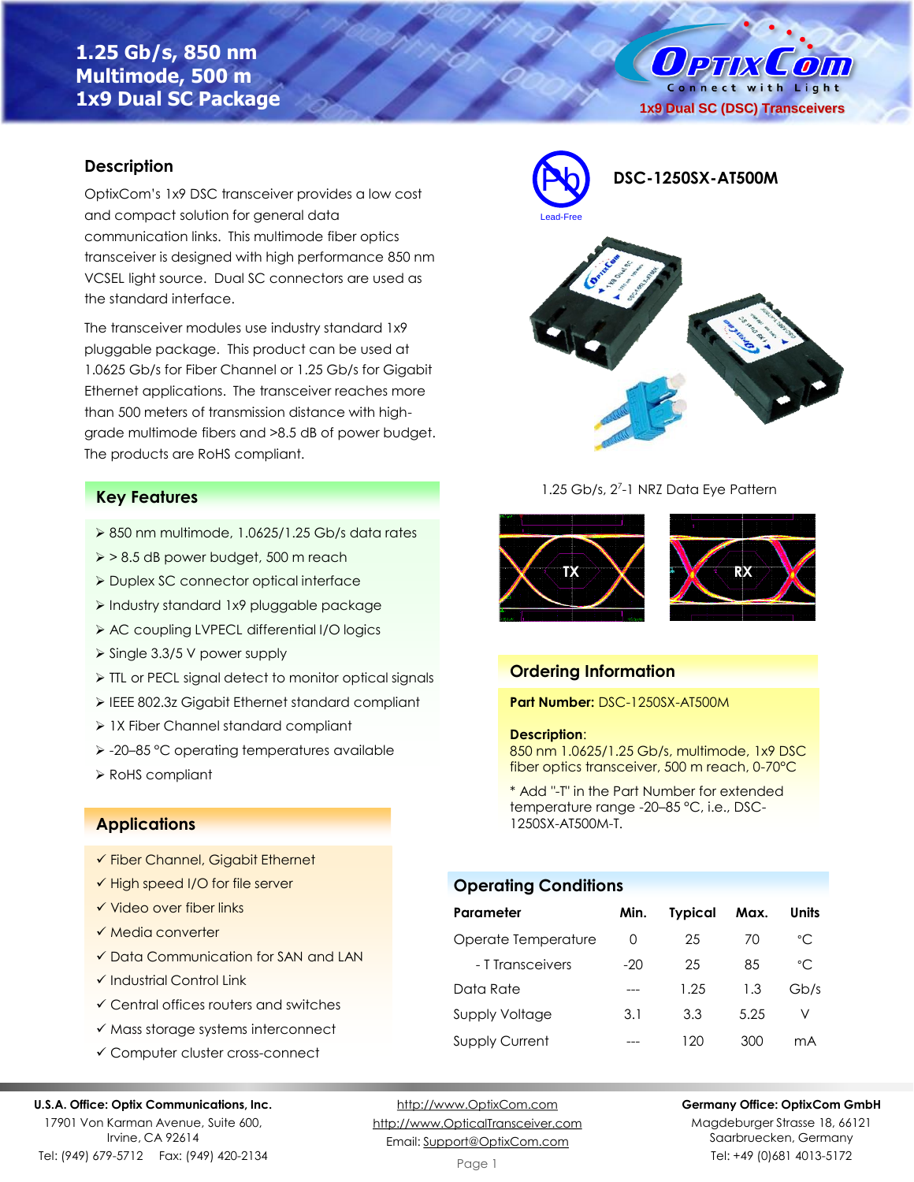# 1.25 Gb/s, 850 nm Multimode, 500 m 1x9 Dual SC Package

1x9 Dual SC (DSC) Transceivers

**DSC-1250SX-AT500M**

Lead-Free

## Description

OptixCom's 1x9 DSC transceiver provides a low cost and compact solution for general data communication links. This multimode fiber optics transceiver is designed with high performance 850 nm VCSEL light source. Dual SC connectors are used as the standard interface.

The transceiver modules use industry standard 1x9 pluggable package. This product can be used at 1.0625 Gb/s for Fiber Channel or 1.25 Gb/s for Gigabit Ethernet applications. The transceiver reaches more than 500 meters of transmission distance with high-grade multimode fibers and >8.5 dB of power budget. The products are RoHS compliant.

## Key Features

- 850 nm multimode, 1.0625/1.25 Gb/s data rates
- > 8.5 dB power budget, 500 m reach
- Duplex SC connector optical interface
- Industry standard 1x9 pluggable package
- AC coupling LVPECL differential I/O logics
- Single 3.3/5 V power supply
- TTL or PECL signal detect to monitor optical signals
- IEEE 802.3z Gigabit Ethernet standard compliant
- 1X Fiber Channel standard compliant
- -20–85 °C operating temperatures available
- RoHS compliant

## Applications

- ✓ Fiber Channel, Gigabit Ethernet
- ✓ High speed I/O for file server
- ✓ Video over fiber links
- ✓ Media converter
- ✓ Data Communication for SAN and LAN
- ✓ Industrial Control Link
- ✓ Central offices routers and switches
- ✓ Mass storage systems interconnect
- ✓ Computer cluster cross-connect

1.25 Gb/s, $2^7$-1 NRZ Data Eye Pattern

TX RX

## Ordering Information

**Part Number:** DSC-1250SX-AT500M

**Description**:
850 nm 1.0625/1.25 Gb/s, multimode, 1x9 DSC fiber optics transceiver, 500 m reach, 0-70°C

* Add "-T" in the Part Number for extended temperature range -20–85 °C, i.e., DSC-1250SX-AT500M-T.

## Operating Conditions

| Parameter | Min. | Typical | Max. | Units |
|---|---|---|---|---|
| Operate Temperature | 0 | 25 | 70 | °C |
| - T Transceivers | -20 | 25 | 85 | °C |
| Data Rate | --- | 1.25 | 1.3 | Gb/s |
| Supply Voltage | 3.1 | 3.3 | 5.25 | V |
| Supply Current | --- | 120 | 300 | mA |

**U.S.A. Office: Optix Communications, Inc.**
17901 Von Karman Avenue, Suite 600,
Irvine, CA 92614
Tel: (949) 679-5712 Fax: (949) 420-2134

http://www.OptixCom.com
http://www.OpticalTransceiver.com
Email: Support@OptixCom.com

**Germany Office: OptixCom GmbH**
Magdeburger Strasse 18, 66121
Saarbruecken, Germany
Tel: +49 (0)681 4013-5172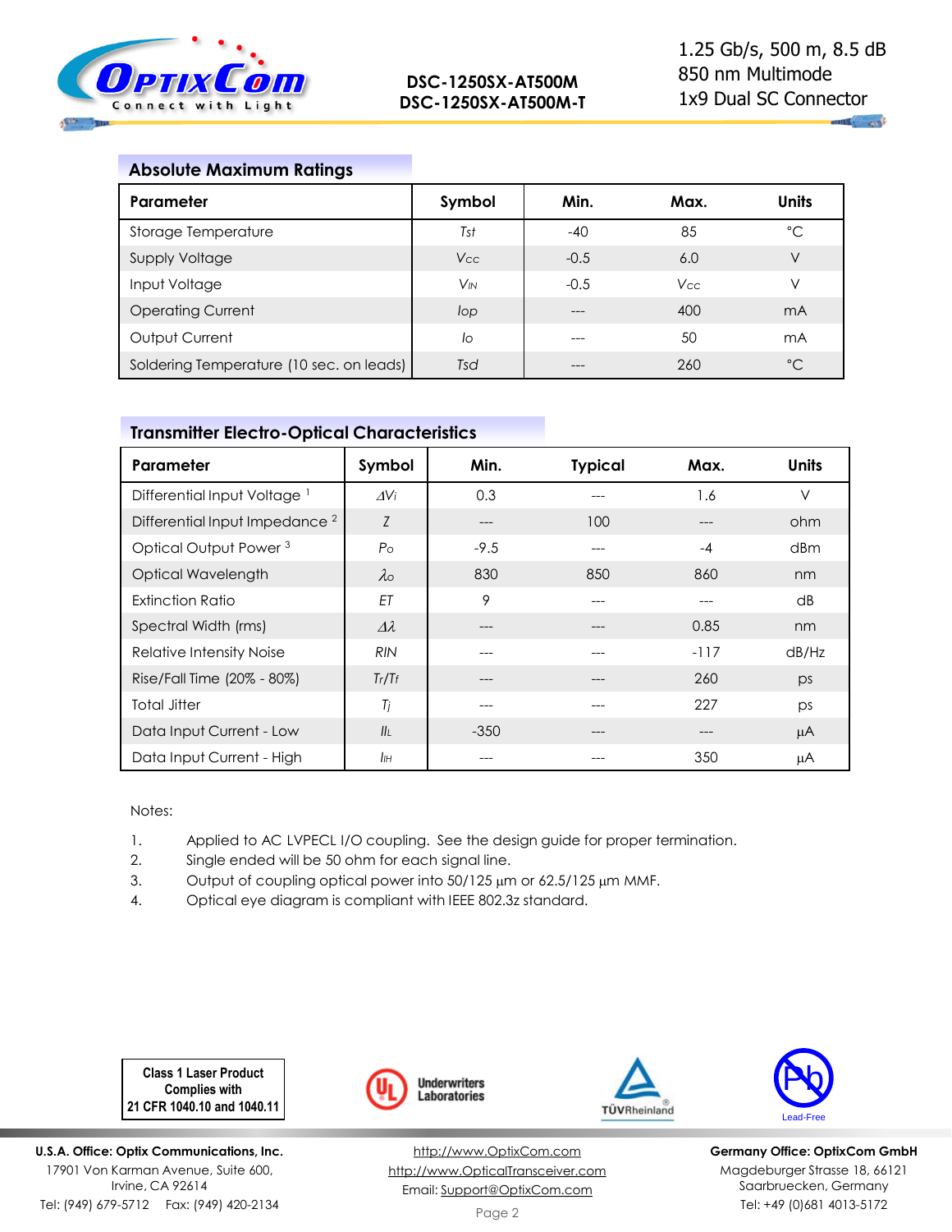## Absolute Maximum Ratings

| Parameter | Symbol | Min. | Max. | Units |
|---|---|---|---|---|
| Storage Temperature | $T_{st}$ | -40 | 85 | °C |
| Supply Voltage | $V_{CC}$ | -0.5 | 6.0 | V |
| Input Voltage | $V_{IN}$ | -0.5 | $V_{CC}$ | V |
| Operating Current | $I_{op}$ | --- | 400 | mA |
| Output Current | $I_o$ | --- | 50 | mA |
| Soldering Temperature (10 sec. on leads) | $T_{sd}$ | --- | 260 | °C |

## Transmitter Electro-Optical Characteristics

| Parameter | Symbol | Min. | Typical | Max. | Units |
|---|---|---|---|---|---|
| Differential Input Voltage [1] | $\Delta V_i$ | 0.3 | --- | 1.6 | V |
| Differential Input Impedance [2] | $Z$ | --- | 100 | --- | ohm |
| Optical Output Power [3] | $P_o$ | -9.5 | --- | -4 | dBm |
| Optical Wavelength | $\lambda_o$ | 830 | 850 | 860 | nm |
| Extinction Ratio | $ET$ | 9 | --- | --- | dB |
| Spectral Width (rms) | $\Delta\lambda$ | --- | --- | 0.85 | nm |
| Relative Intensity Noise | $RIN$ | --- | --- | -117 | dB/Hz |
| Rise/Fall Time (20% - 80%) | $T_r/T_f$ | --- | --- | 260 | ps |
| Total Jitter | $T_j$ | --- | --- | 227 | ps |
| Data Input Current - Low | $I_{IL}$ | -350 | --- | --- | µA |
| Data Input Current - High | $I_{IH}$ | --- | --- | 350 | µA |

Notes:

1. Applied to AC LVPECL I/O coupling. See the design guide for proper termination.
2. Single ended will be 50 ohm for each signal line.
3. Output of coupling optical power into 50/125 µm or 62.5/125 µm MMF.
4. Optical eye diagram is compliant with IEEE 802.3z standard.

**Class 1 Laser Product Complies with 21 CFR 1040.10 and 1040.11**

Underwriters Laboratories

TÜVRheinland

Lead-Free

**U.S.A. Office: Optix Communications, Inc.**
17901 Von Karman Avenue, Suite 600,
Irvine, CA 92614
Tel: (949) 679-5712 Fax: (949) 420-2134

http://www.OptixCom.com
http://www.OpticalTransceiver.com
Email: Support@OptixCom.com

**Germany Office: OptixCom GmbH**
Magdeburger Strasse 18, 66121
Saarbruecken, Germany
Tel: +49 (0)681 4013-5172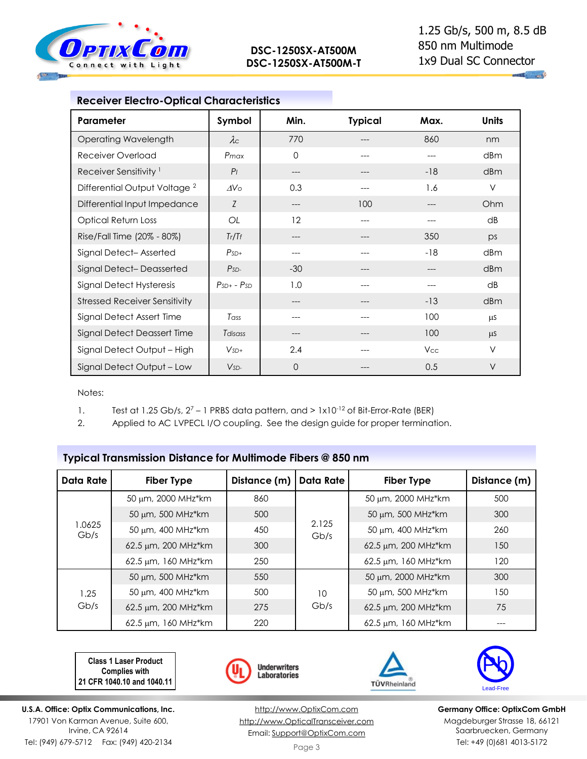## Receiver Electro-Optical Characteristics

| Parameter | Symbol | Min. | Typical | Max. | Units |
|---|---|---|---|---|---|
| Operating Wavelength | $\lambda_C$ | 770 | --- | 860 | nm |
| Receiver Overload | $P_{max}$ | 0 | --- | --- | dBm |
| Receiver Sensitivity [1] | $P_I$ | --- | --- | -18 | dBm |
| Differential Output Voltage [2] | $\Delta V_O$ | 0.3 | --- | 1.6 | V |
| Differential Input Impedance | $Z$ | --- | 100 | --- | Ohm |
| Optical Return Loss | $OL$ | 12 | --- | --- | dB |
| Rise/Fall Time (20% - 80%) | $T_r/T_f$ | --- | --- | 350 | ps |
| Signal Detect– Asserted | $P_{SD+}$ | --- | --- | -18 | dBm |
| Signal Detect– Deasserted | $P_{SD-}$ | -30 | --- | --- | dBm |
| Signal Detect Hysteresis | $P_{SD+}$ - $P_{SD}$ | 1.0 | --- | --- | dB |
| Stressed Receiver Sensitivity | | --- | --- | -13 | dBm |
| Signal Detect Assert Time | $T_{ass}$ | --- | --- | 100 | µs |
| Signal Detect Deassert Time | $T_{disass}$ | --- | --- | 100 | µs |
| Signal Detect Output – High | $V_{SD+}$ | 2.4 | --- | $V_{CC}$ | V |
| Signal Detect Output – Low | $V_{SD-}$ | 0 | --- | 0.5 | V |

Notes:

1. Test at 1.25 Gb/s, $2^7 - 1$ PRBS data pattern, and > $1\times10^{-12}$ of Bit-Error-Rate (BER)
2. Applied to AC LVPECL I/O coupling. See the design guide for proper termination.

## Typical Transmission Distance for Multimode Fibers @ 850 nm

| Data Rate | Fiber Type | Distance (m) | Data Rate | Fiber Type | Distance (m) |
|---|---|---|---|---|---|
| 1.0625 Gb/s | 50 µm, 2000 MHz*km | 860 | 2.125 Gb/s | 50 µm, 2000 MHz*km | 500 |
| | 50 µm, 500 MHz*km | 500 | | 50 µm, 500 MHz*km | 300 |
| | 50 µm, 400 MHz*km | 450 | | 50 µm, 400 MHz*km | 260 |
| | 62.5 µm, 200 MHz*km | 300 | | 62.5 µm, 200 MHz*km | 150 |
| | 62.5 µm, 160 MHz*km | 250 | | 62.5 µm, 160 MHz*km | 120 |
| 1.25 Gb/s | 50 µm, 500 MHz*km | 550 | 10 Gb/s | 50 µm, 2000 MHz*km | 300 |
| | 50 µm, 400 MHz*km | 500 | | 50 µm, 500 MHz*km | 150 |
| | 62.5 µm, 200 MHz*km | 275 | | 62.5 µm, 200 MHz*km | 75 |
| | 62.5 µm, 160 MHz*km | 220 | | 62.5 µm, 160 MHz*km | --- |

Class 1 Laser Product Complies with 21 CFR 1040.10 and 1040.11

Underwriters Laboratories

TÜVRheinland

Lead-Free

**U.S.A. Office: Optix Communications, Inc.**
17901 Von Karman Avenue, Suite 600,
Irvine, CA 92614
Tel: (949) 679-5712 Fax: (949) 420-2134

http://www.OptixCom.com
http://www.OpticalTransceiver.com
Email: Support@OptixCom.com

**Germany Office: OptixCom GmbH**
Magdeburger Strasse 18, 66121
Saarbruecken, Germany
Tel: +49 (0)681 4013-5172